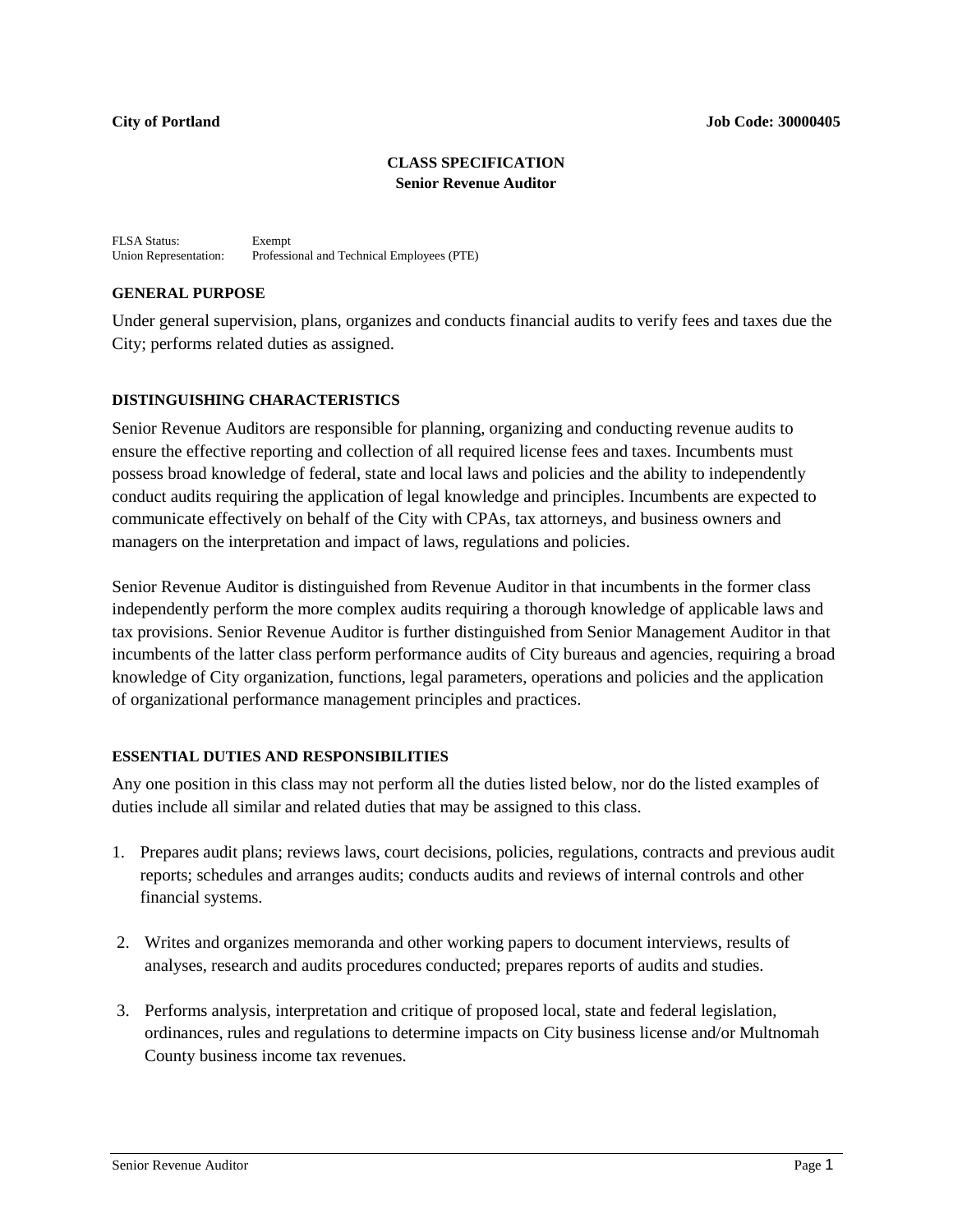**City of Portland** **Job Code: 30000405**

# CLASS SPECIFICATION
## Senior Revenue Auditor

FLSA Status: Exempt
Union Representation: Professional and Technical Employees (PTE)

### GENERAL PURPOSE

Under general supervision, plans, organizes and conducts financial audits to verify fees and taxes due the City; performs related duties as assigned.

### DISTINGUISHING CHARACTERISTICS

Senior Revenue Auditors are responsible for planning, organizing and conducting revenue audits to ensure the effective reporting and collection of all required license fees and taxes. Incumbents must possess broad knowledge of federal, state and local laws and policies and the ability to independently conduct audits requiring the application of legal knowledge and principles. Incumbents are expected to communicate effectively on behalf of the City with CPAs, tax attorneys, and business owners and managers on the interpretation and impact of laws, regulations and policies.

Senior Revenue Auditor is distinguished from Revenue Auditor in that incumbents in the former class independently perform the more complex audits requiring a thorough knowledge of applicable laws and tax provisions. Senior Revenue Auditor is further distinguished from Senior Management Auditor in that incumbents of the latter class perform performance audits of City bureaus and agencies, requiring a broad knowledge of City organization, functions, legal parameters, operations and policies and the application of organizational performance management principles and practices.

### ESSENTIAL DUTIES AND RESPONSIBILITIES

Any one position in this class may not perform all the duties listed below, nor do the listed examples of duties include all similar and related duties that may be assigned to this class.

1. Prepares audit plans; reviews laws, court decisions, policies, regulations, contracts and previous audit reports; schedules and arranges audits; conducts audits and reviews of internal controls and other financial systems.

2. Writes and organizes memoranda and other working papers to document interviews, results of analyses, research and audits procedures conducted; prepares reports of audits and studies.

3. Performs analysis, interpretation and critique of proposed local, state and federal legislation, ordinances, rules and regulations to determine impacts on City business license and/or Multnomah County business income tax revenues.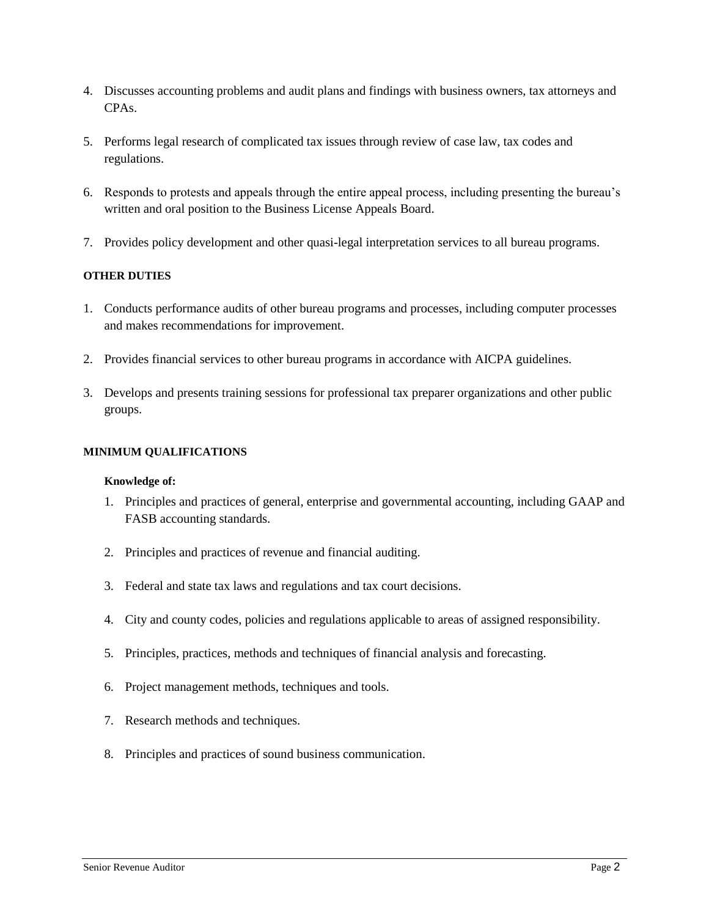4. Discusses accounting problems and audit plans and findings with business owners, tax attorneys and CPAs.

5. Performs legal research of complicated tax issues through review of case law, tax codes and regulations.

6. Responds to protests and appeals through the entire appeal process, including presenting the bureau's written and oral position to the Business License Appeals Board.

7. Provides policy development and other quasi-legal interpretation services to all bureau programs.

**OTHER DUTIES**

1. Conducts performance audits of other bureau programs and processes, including computer processes and makes recommendations for improvement.

2. Provides financial services to other bureau programs in accordance with AICPA guidelines.

3. Develops and presents training sessions for professional tax preparer organizations and other public groups.

**MINIMUM QUALIFICATIONS**

**Knowledge of:**

1. Principles and practices of general, enterprise and governmental accounting, including GAAP and FASB accounting standards.

2. Principles and practices of revenue and financial auditing.

3. Federal and state tax laws and regulations and tax court decisions.

4. City and county codes, policies and regulations applicable to areas of assigned responsibility.

5. Principles, practices, methods and techniques of financial analysis and forecasting.

6. Project management methods, techniques and tools.

7. Research methods and techniques.

8. Principles and practices of sound business communication.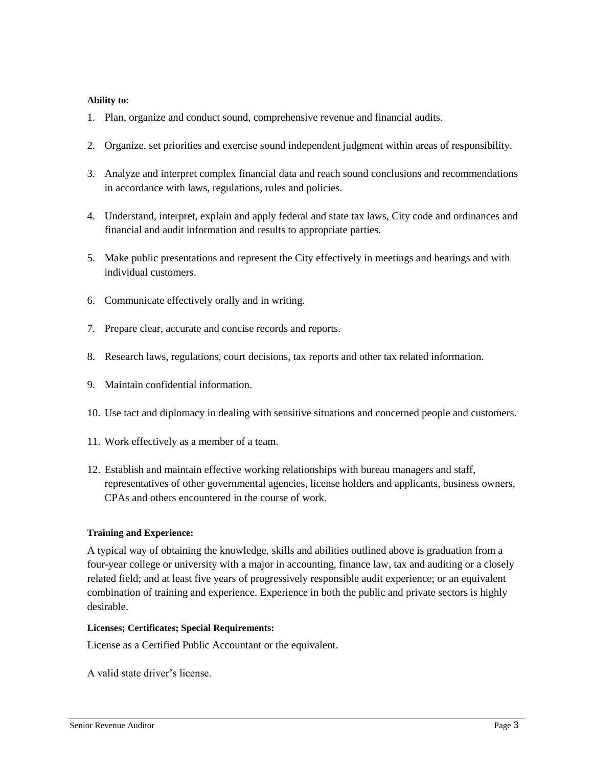**Ability to:**

1. Plan, organize and conduct sound, comprehensive revenue and financial audits.
2. Organize, set priorities and exercise sound independent judgment within areas of responsibility.
3. Analyze and interpret complex financial data and reach sound conclusions and recommendations in accordance with laws, regulations, rules and policies.
4. Understand, interpret, explain and apply federal and state tax laws, City code and ordinances and financial and audit information and results to appropriate parties.
5. Make public presentations and represent the City effectively in meetings and hearings and with individual customers.
6. Communicate effectively orally and in writing.
7. Prepare clear, accurate and concise records and reports.
8. Research laws, regulations, court decisions, tax reports and other tax related information.
9. Maintain confidential information.
10. Use tact and diplomacy in dealing with sensitive situations and concerned people and customers.
11. Work effectively as a member of a team.
12. Establish and maintain effective working relationships with bureau managers and staff, representatives of other governmental agencies, license holders and applicants, business owners, CPAs and others encountered in the course of work.

**Training and Experience:**

A typical way of obtaining the knowledge, skills and abilities outlined above is graduation from a four-year college or university with a major in accounting, finance law, tax and auditing or a closely related field; and at least five years of progressively responsible audit experience; or an equivalent combination of training and experience. Experience in both the public and private sectors is highly desirable.

**Licenses; Certificates; Special Requirements:**

License as a Certified Public Accountant or the equivalent.

A valid state driver's license.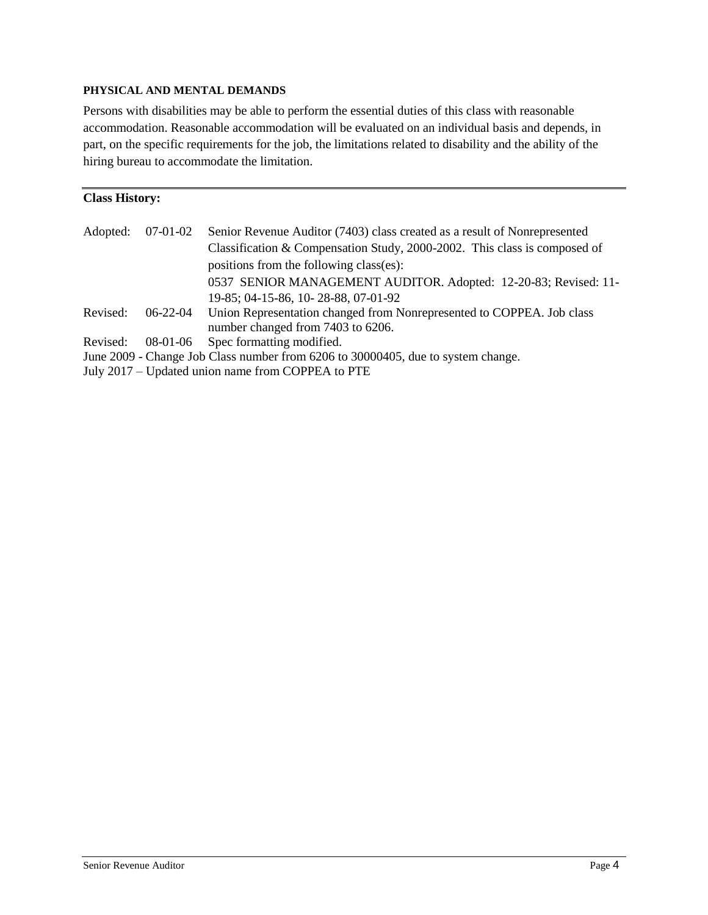**PHYSICAL AND MENTAL DEMANDS**

Persons with disabilities may be able to perform the essential duties of this class with reasonable accommodation. Reasonable accommodation will be evaluated on an individual basis and depends, in part, on the specific requirements for the job, the limitations related to disability and the ability of the hiring bureau to accommodate the limitation.

---

**Class History:**

| | | |
|---|---|---|
| Adopted: | 07-01-02 | Senior Revenue Auditor (7403) class created as a result of Nonrepresented Classification & Compensation Study, 2000-2002. This class is composed of positions from the following class(es): 0537 SENIOR MANAGEMENT AUDITOR. Adopted: 12-20-83; Revised: 11-19-85; 04-15-86, 10- 28-88, 07-01-92 |
| Revised: | 06-22-04 | Union Representation changed from Nonrepresented to COPPEA. Job class number changed from 7403 to 6206. |
| Revised: | 08-01-06 | Spec formatting modified. |

June 2009 - Change Job Class number from 6206 to 30000405, due to system change.

July 2017 – Updated union name from COPPEA to PTE